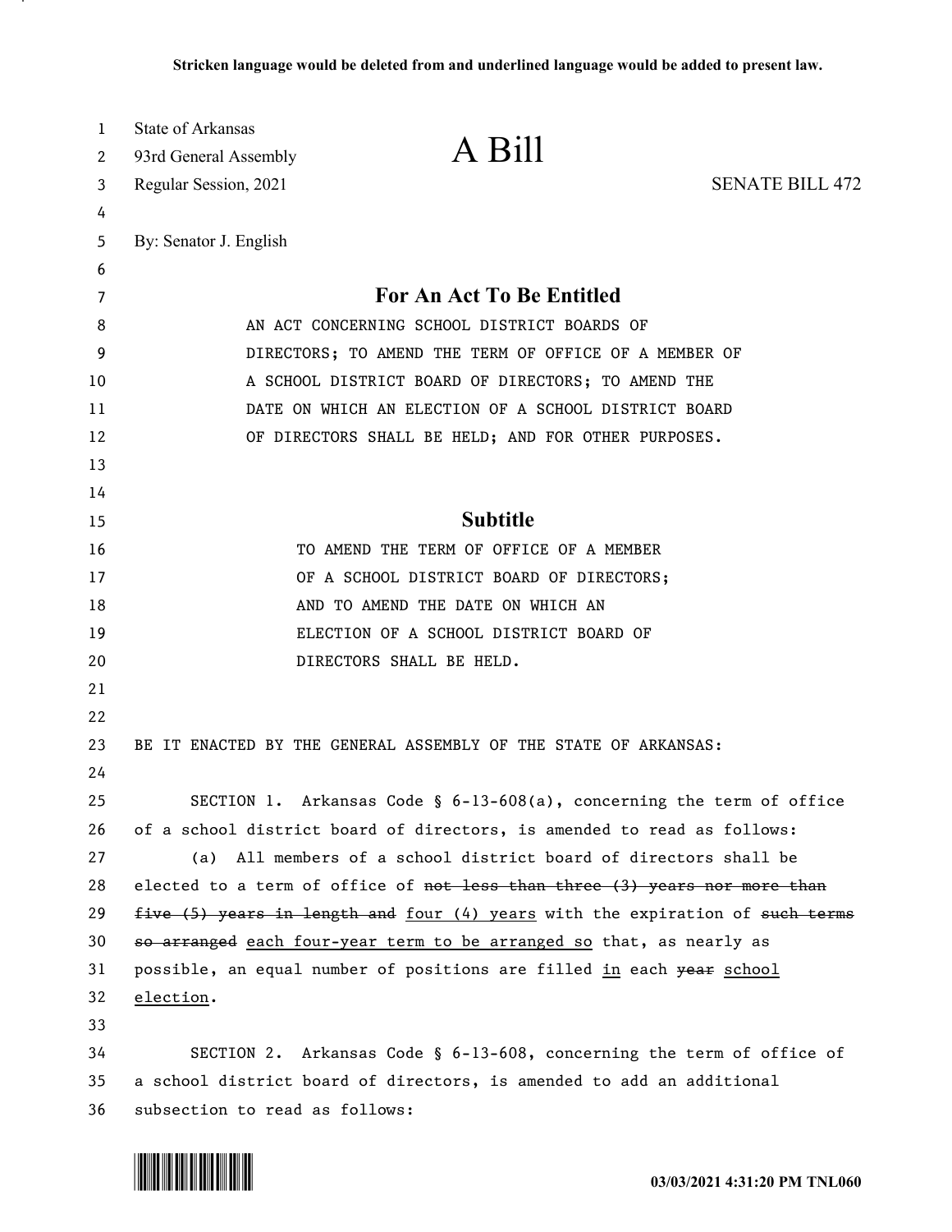**Stricken language would be deleted from and underlined language would be added to present law.**

State of Arkansas
93rd General Assembly
Regular Session, 2021

# A Bill

SENATE BILL 472

By: Senator J. English

## For An Act To Be Entitled

AN ACT CONCERNING SCHOOL DISTRICT BOARDS OF DIRECTORS; TO AMEND THE TERM OF OFFICE OF A MEMBER OF A SCHOOL DISTRICT BOARD OF DIRECTORS; TO AMEND THE DATE ON WHICH AN ELECTION OF A SCHOOL DISTRICT BOARD OF DIRECTORS SHALL BE HELD; AND FOR OTHER PURPOSES.

## Subtitle

TO AMEND THE TERM OF OFFICE OF A MEMBER OF A SCHOOL DISTRICT BOARD OF DIRECTORS; AND TO AMEND THE DATE ON WHICH AN ELECTION OF A SCHOOL DISTRICT BOARD OF DIRECTORS SHALL BE HELD.

BE IT ENACTED BY THE GENERAL ASSEMBLY OF THE STATE OF ARKANSAS:

SECTION 1. Arkansas Code § 6-13-608(a), concerning the term of office of a school district board of directors, is amended to read as follows:

(a) All members of a school district board of directors shall be elected to a term of office of ~~not less than three (3) years nor more than five (5) years in length and~~ <u>four (4) years</u> with the expiration of ~~such terms so arranged~~ <u>each four-year term to be arranged so</u> that, as nearly as possible, an equal number of positions are filled <u>in</u> each ~~year~~ <u>school election</u>.

SECTION 2. Arkansas Code § 6-13-608, concerning the term of office of a school district board of directors, is amended to add an additional subsection to read as follows: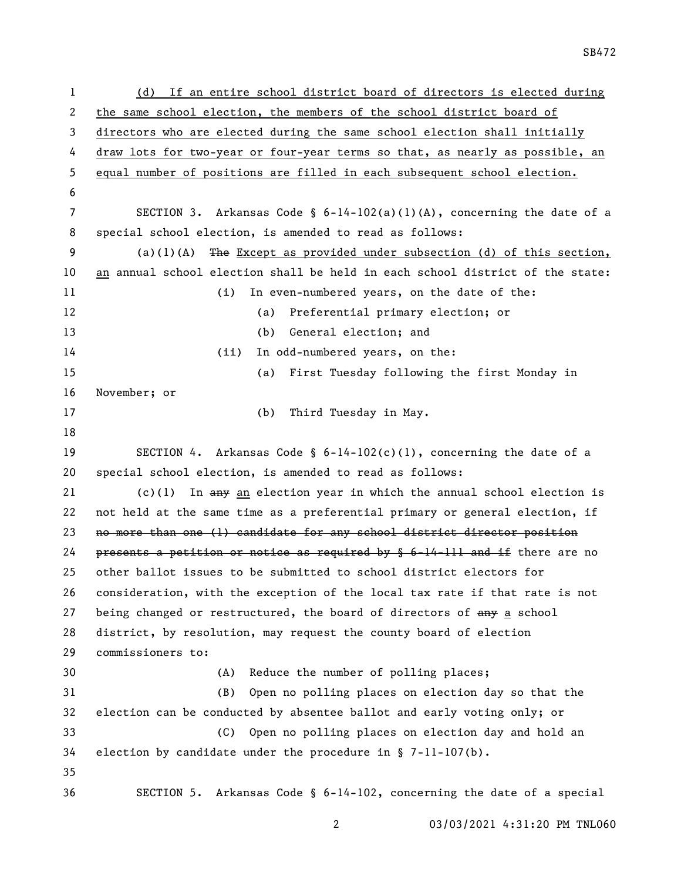(d) If an entire school district board of directors is elected during the same school election, the members of the school district board of directors who are elected during the same school election shall initially draw lots for two-year or four-year terms so that, as nearly as possible, an equal number of positions are filled in each subsequent school election.

SECTION 3. Arkansas Code § 6-14-102(a)(1)(A), concerning the date of a special school election, is amended to read as follows:

(a)(1)(A) ~~The~~ Except as provided under subsection (d) of this section, an annual school election shall be held in each school district of the state:

(i) In even-numbered years, on the date of the:

(a) Preferential primary election; or

(b) General election; and

(ii) In odd-numbered years, on the:

(a) First Tuesday following the first Monday in November; or

(b) Third Tuesday in May.

SECTION 4. Arkansas Code § 6-14-102(c)(1), concerning the date of a special school election, is amended to read as follows:

(c)(1) In ~~any~~ an election year in which the annual school election is not held at the same time as a preferential primary or general election, if ~~no more than one (1) candidate for any school district director position presents a petition or notice as required by § 6-14-111 and if~~ there are no other ballot issues to be submitted to school district electors for consideration, with the exception of the local tax rate if that rate is not being changed or restructured, the board of directors of ~~any~~ a school district, by resolution, may request the county board of election commissioners to:

(A) Reduce the number of polling places;

(B) Open no polling places on election day so that the election can be conducted by absentee ballot and early voting only; or

(C) Open no polling places on election day and hold an election by candidate under the procedure in § 7-11-107(b).

SECTION 5. Arkansas Code § 6-14-102, concerning the date of a special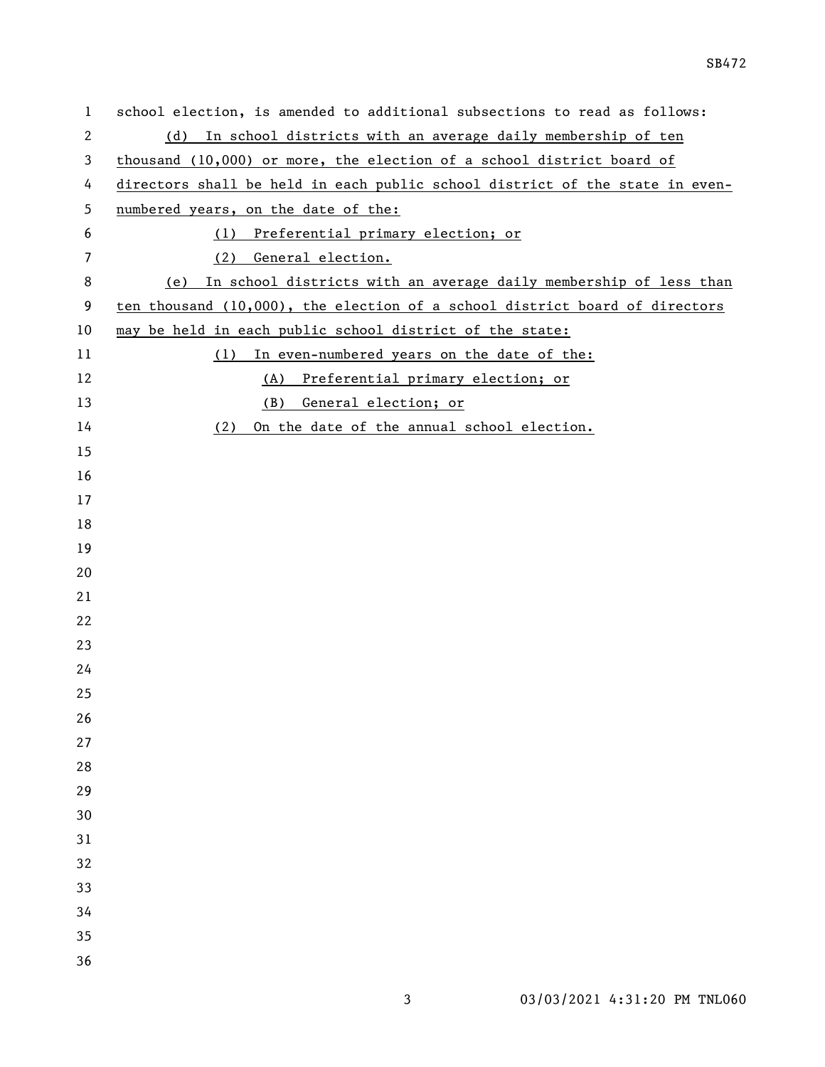school election, is amended to additional subsections to read as follows:

(d) In school districts with an average daily membership of ten thousand (10,000) or more, the election of a school district board of directors shall be held in each public school district of the state in even-numbered years, on the date of the:

(1) Preferential primary election; or

(2) General election.

(e) In school districts with an average daily membership of less than ten thousand (10,000), the election of a school district board of directors may be held in each public school district of the state:

(1) In even-numbered years on the date of the:

(A) Preferential primary election; or

(B) General election; or

(2) On the date of the annual school election.